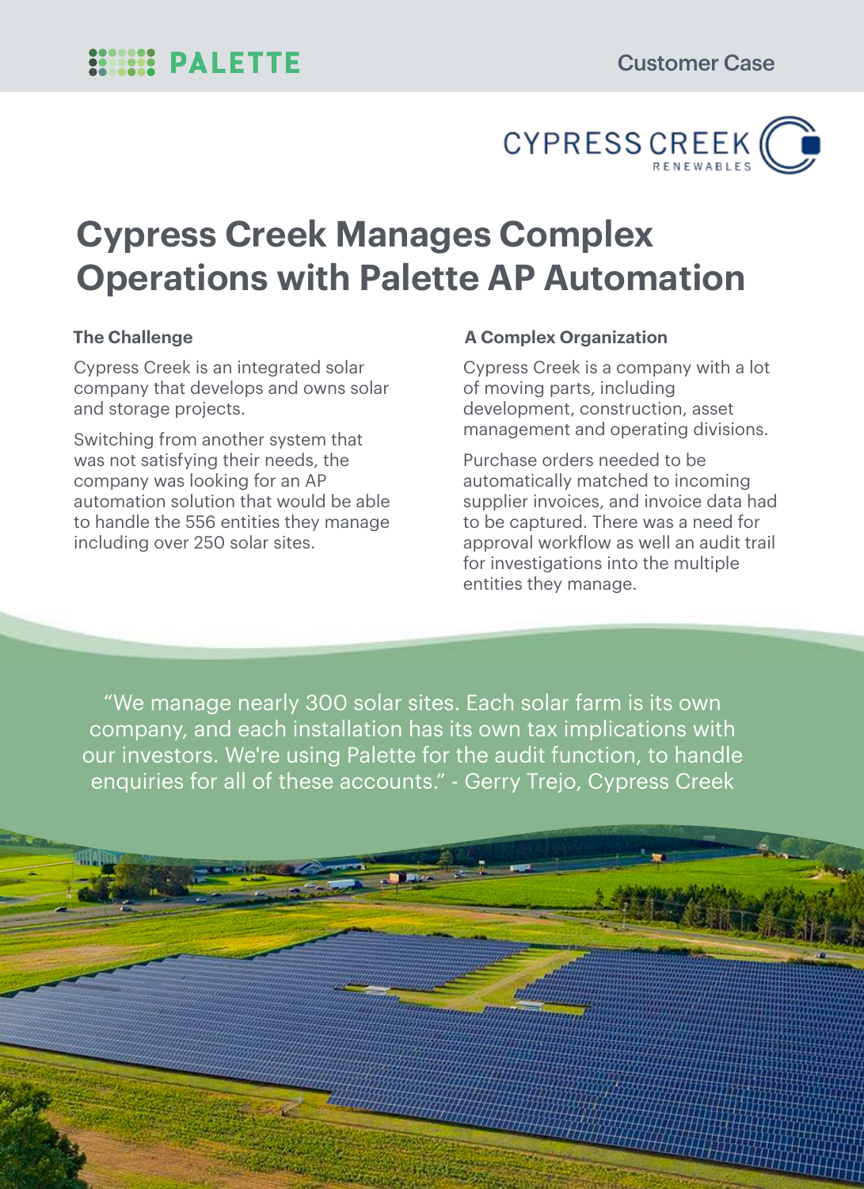PALETTE

Customer Case

CYPRESS CREEK RENEWABLES

# Cypress Creek Manages Complex Operations with Palette AP Automation

### The Challenge

Cypress Creek is an integrated solar company that develops and owns solar and storage projects.

Switching from another system that was not satisfying their needs, the company was looking for an AP automation solution that would be able to handle the 556 entities they manage including over 250 solar sites.

### A Complex Organization

Cypress Creek is a company with a lot of moving parts, including development, construction, asset management and operating divisions.

Purchase orders needed to be automatically matched to incoming supplier invoices, and invoice data had to be captured. There was a need for approval workflow as well an audit trail for investigations into the multiple entities they manage.

> "We manage nearly 300 solar sites. Each solar farm is its own company, and each installation has its own tax implications with our investors. We're using Palette for the audit function, to handle enquiries for all of these accounts." - Gerry Trejo, Cypress Creek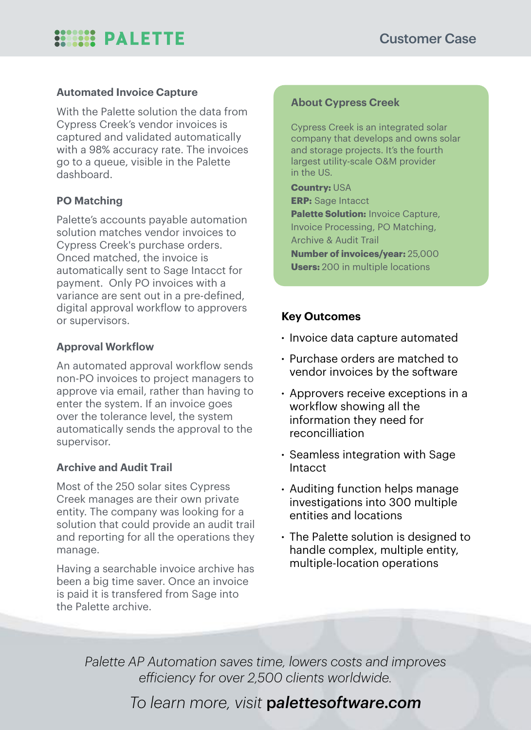## Automated Invoice Capture

With the Palette solution the data from Cypress Creek's vendor invoices is captured and validated automatically with a 98% accuracy rate. The invoices go to a queue, visible in the Palette dashboard.

## PO Matching

Palette's accounts payable automation solution matches vendor invoices to Cypress Creek's purchase orders. Onced matched, the invoice is automatically sent to Sage Intacct for payment. Only PO invoices with a variance are sent out in a pre-defined, digital approval workflow to approvers or supervisors.

## Approval Workflow

An automated approval workflow sends non-PO invoices to project managers to approve via email, rather than having to enter the system. If an invoice goes over the tolerance level, the system automatically sends the approval to the supervisor.

## Archive and Audit Trail

Most of the 250 solar sites Cypress Creek manages are their own private entity. The company was looking for a solution that could provide an audit trail and reporting for all the operations they manage.

Having a searchable invoice archive has been a big time saver. Once an invoice is paid it is transfered from Sage into the Palette archive.

## About Cypress Creek

Cypress Creek is an integrated solar company that develops and owns solar and storage projects. It's the fourth largest utility-scale O&M provider in the US.

**Country:** USA
**ERP:** Sage Intacct
**Palette Solution:** Invoice Capture, Invoice Processing, PO Matching, Archive & Audit Trail
**Number of invoices/year:** 25,000
**Users:** 200 in multiple locations

## Key Outcomes

- Invoice data capture automated
- Purchase orders are matched to vendor invoices by the software
- Approvers receive exceptions in a workflow showing all the information they need for reconcilliation
- Seamless integration with Sage Intacct
- Auditing function helps manage investigations into 300 multiple entities and locations
- The Palette solution is designed to handle complex, multiple entity, multiple-location operations

*Palette AP Automation saves time, lowers costs and improves efficiency for over 2,500 clients worldwide.*

*To learn more, visit* **palettesoftware.com**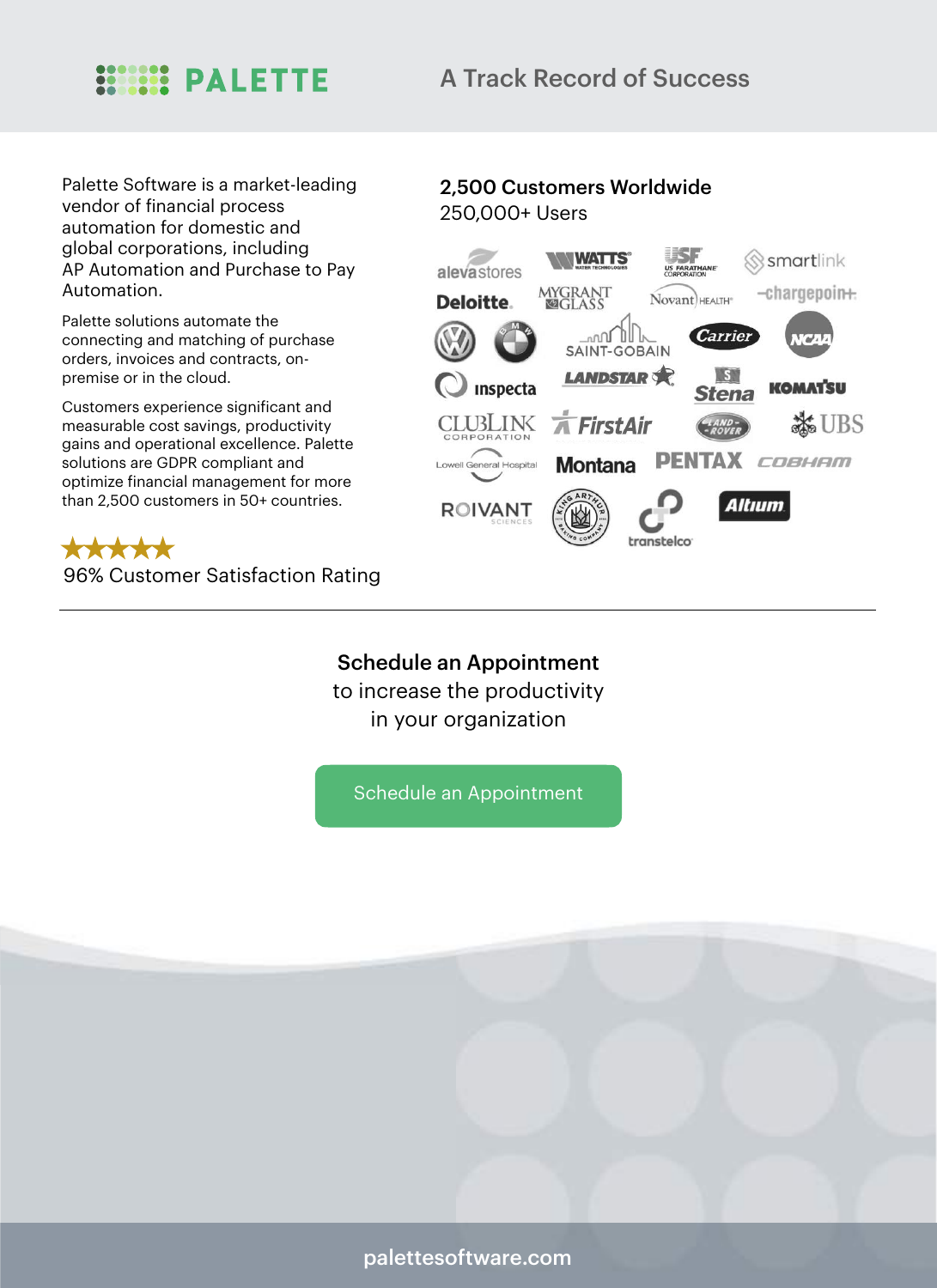# PALETTE

## A Track Record of Success

Palette Software is a market-leading vendor of financial process automation for domestic and global corporations, including AP Automation and Purchase to Pay Automation.

Palette solutions automate the connecting and matching of purchase orders, invoices and contracts, on-premise or in the cloud.

Customers experience significant and measurable cost savings, productivity gains and operational excellence. Palette solutions are GDPR compliant and optimize financial management for more than 2,500 customers in 50+ countries.

★★★★★

96% Customer Satisfaction Rating

**2,500 Customers Worldwide**

250,000+ Users

alevastores, WATTS Water Technologies, USF US Farathane Corporation, smartlink, Deloitte, Mygrant Glass, Novant Health, chargepoint, VW, BMW, Saint-Gobain, Carrier, NCAA, inspecta, Landstar, Stena, Komatsu, ClubLink Corporation, FirstAir, Land Rover, UBS, Lowell General Hospital, Montana, PENTAX, COBHAM, ROIVANT Sciences, King Arthur Baking Company, transtelco, Altium

---

**Schedule an Appointment**

to increase the productivity in your organization

Schedule an Appointment

palettesoftware.com